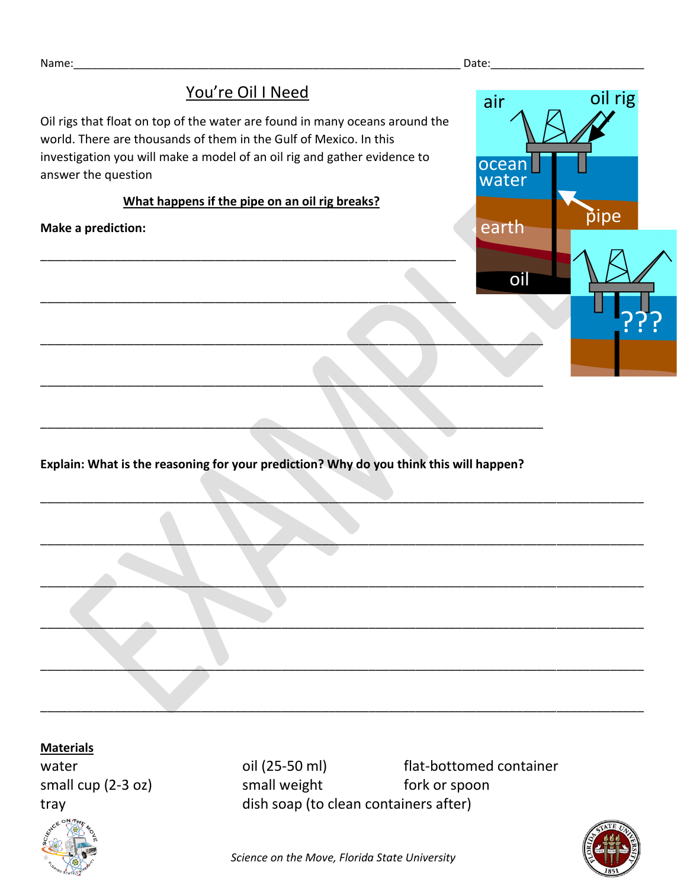Name:______________________________ Date:______________

# You're Oil I Need

Oil rigs that float on top of the water are found in many oceans around the world. There are thousands of them in the Gulf of Mexico. In this investigation you will make a model of an oil rig and gather evidence to answer the question

**What happens if the pipe on an oil rig breaks?**

**Make a prediction:**

________________________________________________________________

________________________________________________________________

________________________________________________________________

________________________________________________________________

________________________________________________________________

**Explain: What is the reasoning for your prediction? Why do you think this will happen?**

________________________________________________________________

________________________________________________________________

________________________________________________________________

________________________________________________________________

________________________________________________________________

________________________________________________________________

**Materials**

| | | |
|---|---|---|
| water | oil (25-50 ml) | flat-bottomed container |
| small cup (2-3 oz) | small weight | fork or spoon |
| tray | dish soap (to clean containers after) | |

*Science on the Move, Florida State University*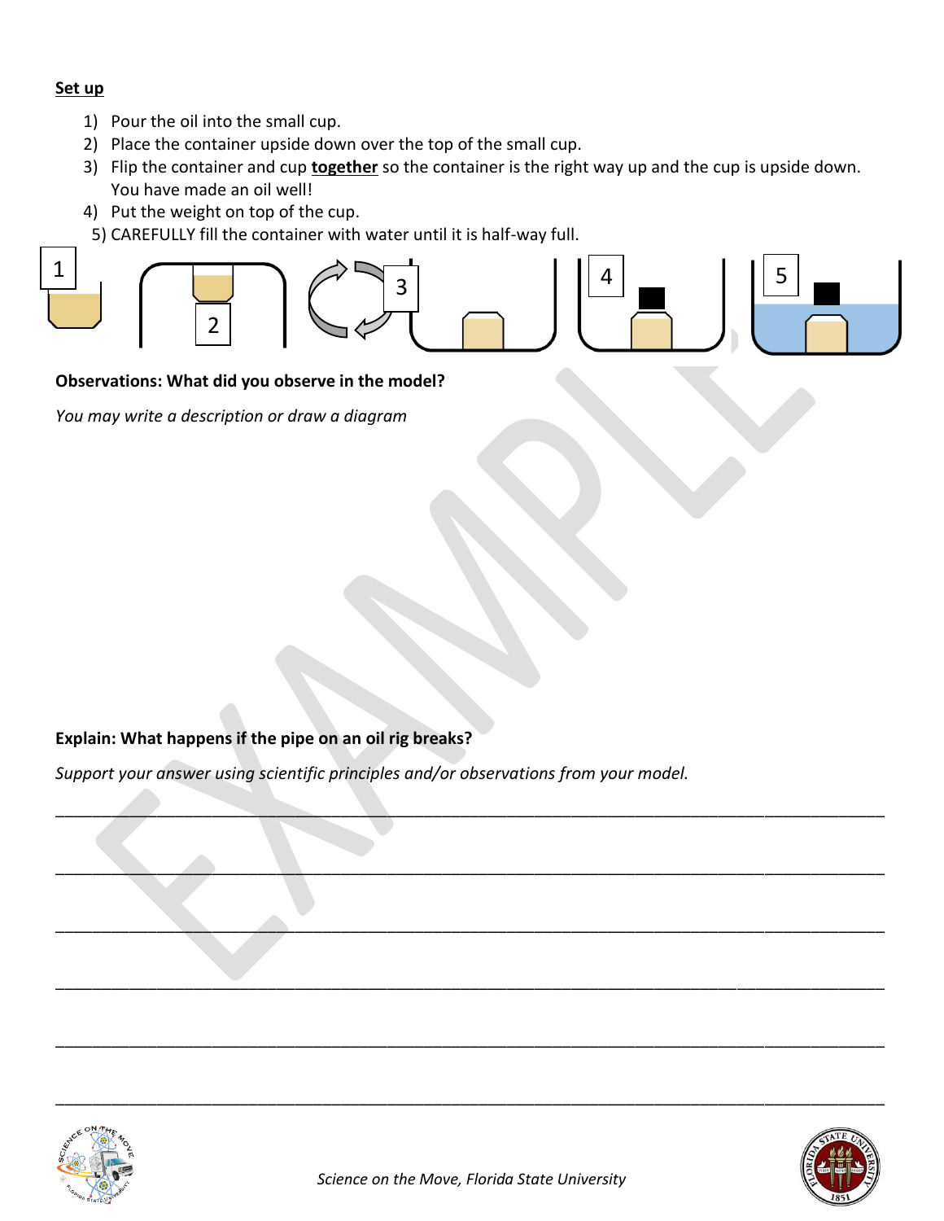**Set up**

1) Pour the oil into the small cup.
2) Place the container upside down over the top of the small cup.
3) Flip the container and cup **together** so the container is the right way up and the cup is upside down. You have made an oil well!
4) Put the weight on top of the cup.
5) CAREFULLY fill the container with water until it is half-way full.

1

2

3

4

5

**Observations: What did you observe in the model?**

*You may write a description or draw a diagram*

**Explain: What happens if the pipe on an oil rig breaks?**

*Support your answer using scientific principles and/or observations from your model.*

______________________________________________________________________________

______________________________________________________________________________

______________________________________________________________________________

______________________________________________________________________________

______________________________________________________________________________

______________________________________________________________________________

*Science on the Move, Florida State University*